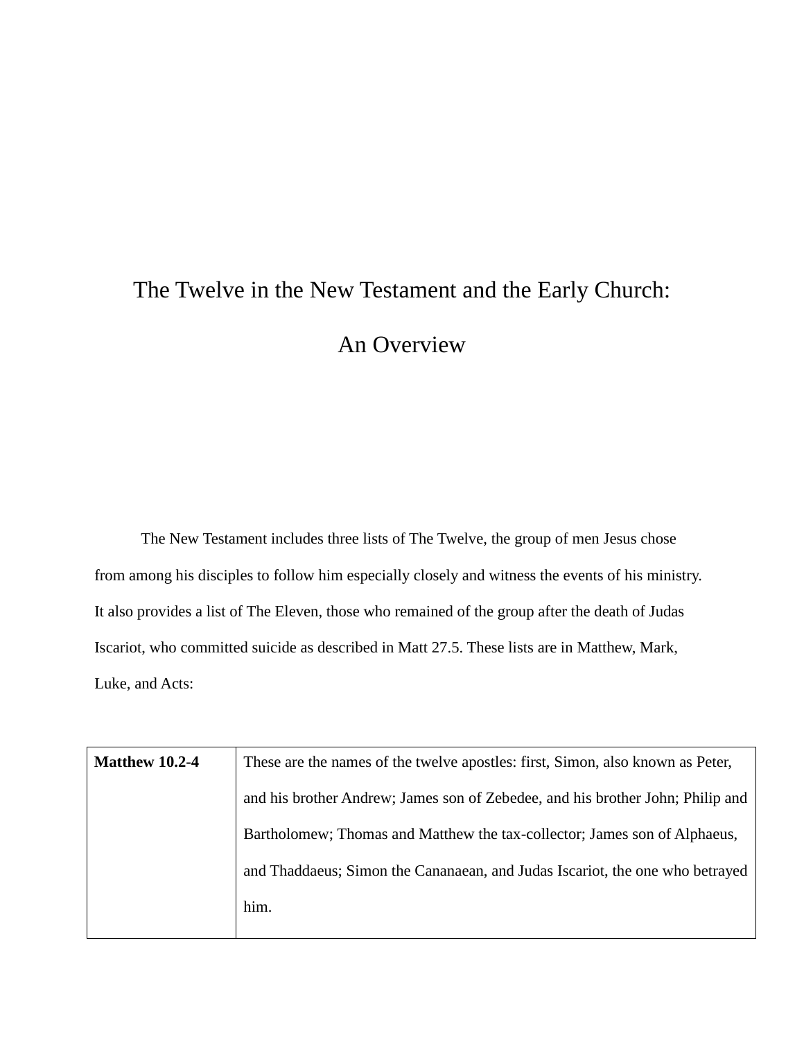# The Twelve in the New Testament and the Early Church:

# An Overview

The New Testament includes three lists of The Twelve, the group of men Jesus chose from among his disciples to follow him especially closely and witness the events of his ministry. It also provides a list of The Eleven, those who remained of the group after the death of Judas Iscariot, who committed suicide as described in Matt 27.5. These lists are in Matthew, Mark, Luke, and Acts:

| | |
|---|---|
| **Matthew 10.2-4** | These are the names of the twelve apostles: first, Simon, also known as Peter, and his brother Andrew; James son of Zebedee, and his brother John; Philip and Bartholomew; Thomas and Matthew the tax-collector; James son of Alphaeus, and Thaddaeus; Simon the Cananaean, and Judas Iscariot, the one who betrayed him. |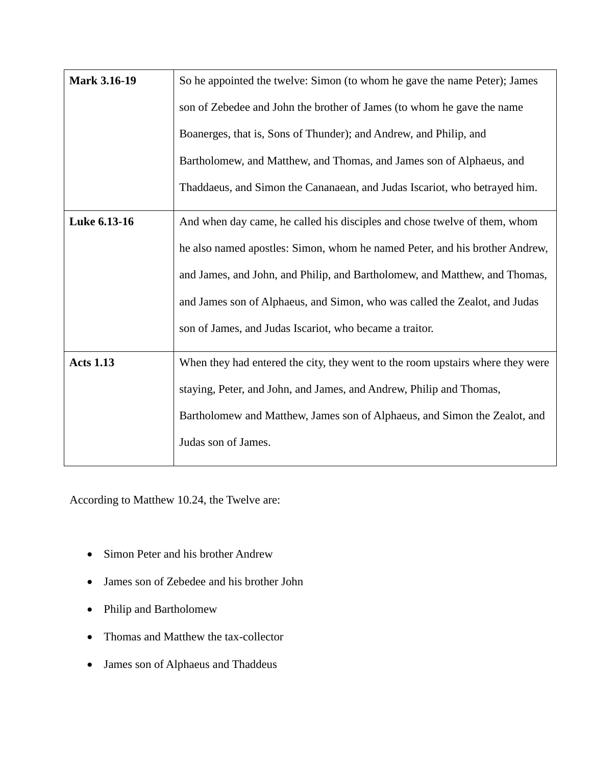| **Mark 3.16-19** | So he appointed the twelve: Simon (to whom he gave the name Peter); James son of Zebedee and John the brother of James (to whom he gave the name Boanerges, that is, Sons of Thunder); and Andrew, and Philip, and Bartholomew, and Matthew, and Thomas, and James son of Alphaeus, and Thaddaeus, and Simon the Cananaean, and Judas Iscariot, who betrayed him. |
|---|---|
| **Luke 6.13-16** | And when day came, he called his disciples and chose twelve of them, whom he also named apostles: Simon, whom he named Peter, and his brother Andrew, and James, and John, and Philip, and Bartholomew, and Matthew, and Thomas, and James son of Alphaeus, and Simon, who was called the Zealot, and Judas son of James, and Judas Iscariot, who became a traitor. |
| **Acts 1.13** | When they had entered the city, they went to the room upstairs where they were staying, Peter, and John, and James, and Andrew, Philip and Thomas, Bartholomew and Matthew, James son of Alphaeus, and Simon the Zealot, and Judas son of James. |

According to Matthew 10.24, the Twelve are:

- Simon Peter and his brother Andrew
- James son of Zebedee and his brother John
- Philip and Bartholomew
- Thomas and Matthew the tax-collector
- James son of Alphaeus and Thaddeus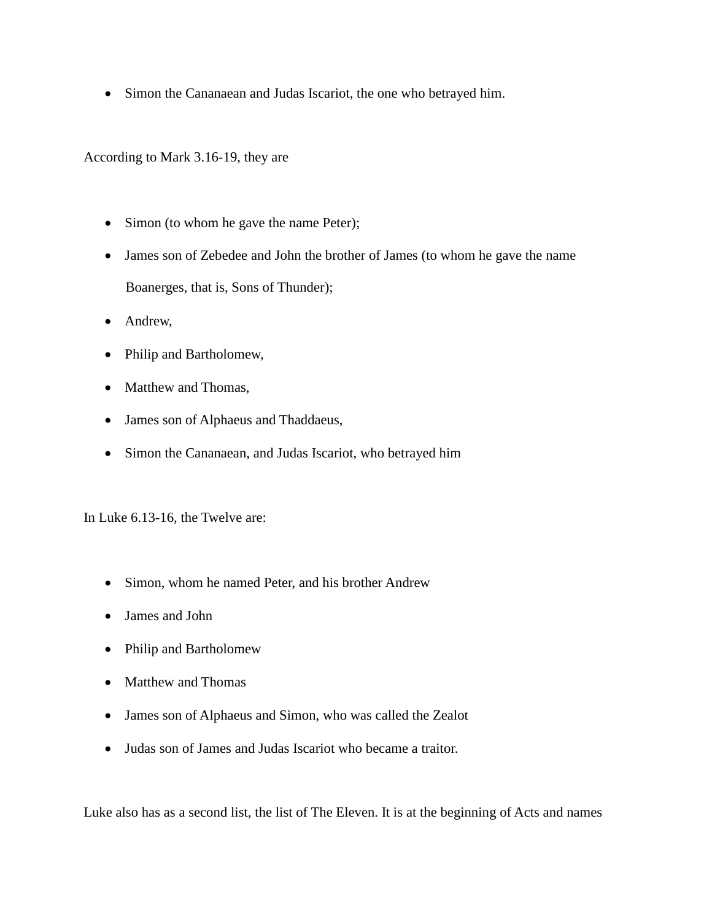- Simon the Cananaean and Judas Iscariot, the one who betrayed him.

According to Mark 3.16-19, they are

- Simon (to whom he gave the name Peter);
- James son of Zebedee and John the brother of James (to whom he gave the name Boanerges, that is, Sons of Thunder);
- Andrew,
- Philip and Bartholomew,
- Matthew and Thomas,
- James son of Alphaeus and Thaddaeus,
- Simon the Cananaean, and Judas Iscariot, who betrayed him

In Luke 6.13-16, the Twelve are:

- Simon, whom he named Peter, and his brother Andrew
- James and John
- Philip and Bartholomew
- Matthew and Thomas
- James son of Alphaeus and Simon, who was called the Zealot
- Judas son of James and Judas Iscariot who became a traitor.

Luke also has as a second list, the list of The Eleven. It is at the beginning of Acts and names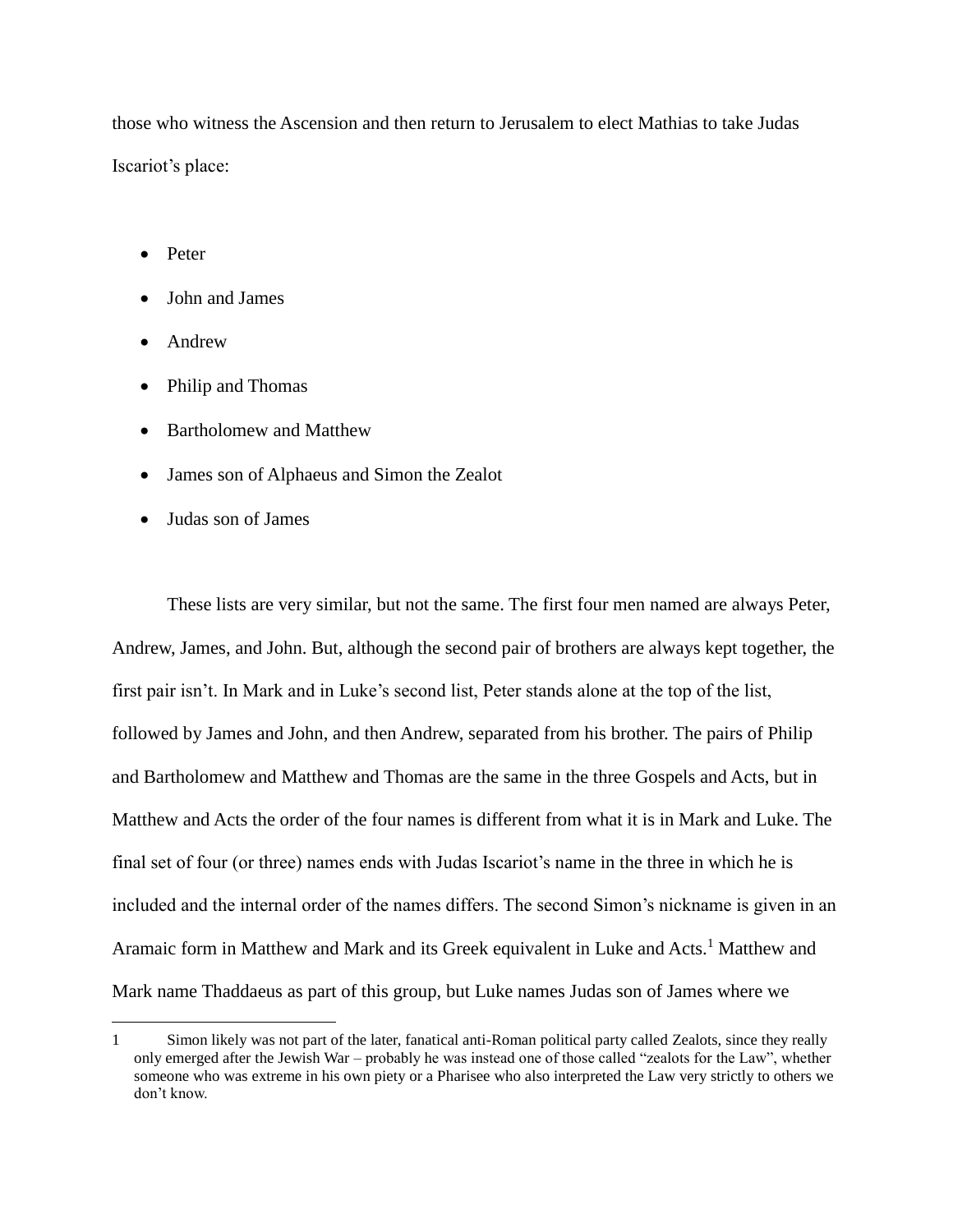those who witness the Ascension and then return to Jerusalem to elect Mathias to take Judas Iscariot's place:

- Peter
- John and James
- Andrew
- Philip and Thomas
- Bartholomew and Matthew
- James son of Alphaeus and Simon the Zealot
- Judas son of James

These lists are very similar, but not the same. The first four men named are always Peter, Andrew, James, and John. But, although the second pair of brothers are always kept together, the first pair isn't. In Mark and in Luke's second list, Peter stands alone at the top of the list, followed by James and John, and then Andrew, separated from his brother. The pairs of Philip and Bartholomew and Matthew and Thomas are the same in the three Gospels and Acts, but in Matthew and Acts the order of the four names is different from what it is in Mark and Luke. The final set of four (or three) names ends with Judas Iscariot's name in the three in which he is included and the internal order of the names differs. The second Simon's nickname is given in an Aramaic form in Matthew and Mark and its Greek equivalent in Luke and Acts.[1] Matthew and Mark name Thaddaeus as part of this group, but Luke names Judas son of James where we

1 Simon likely was not part of the later, fanatical anti-Roman political party called Zealots, since they really only emerged after the Jewish War – probably he was instead one of those called "zealots for the Law", whether someone who was extreme in his own piety or a Pharisee who also interpreted the Law very strictly to others we don't know.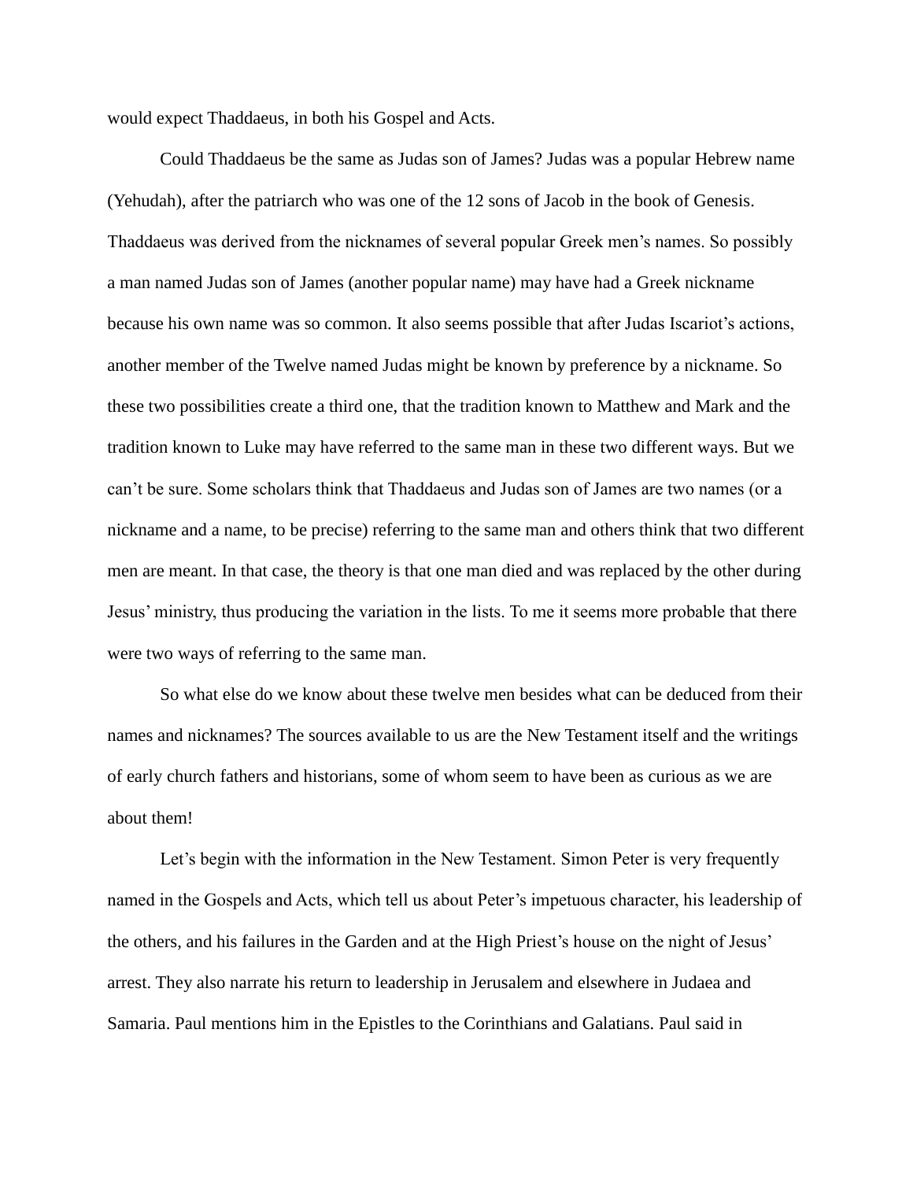would expect Thaddaeus, in both his Gospel and Acts.

Could Thaddaeus be the same as Judas son of James? Judas was a popular Hebrew name (Yehudah), after the patriarch who was one of the 12 sons of Jacob in the book of Genesis. Thaddaeus was derived from the nicknames of several popular Greek men's names. So possibly a man named Judas son of James (another popular name) may have had a Greek nickname because his own name was so common. It also seems possible that after Judas Iscariot's actions, another member of the Twelve named Judas might be known by preference by a nickname. So these two possibilities create a third one, that the tradition known to Matthew and Mark and the tradition known to Luke may have referred to the same man in these two different ways. But we can't be sure. Some scholars think that Thaddaeus and Judas son of James are two names (or a nickname and a name, to be precise) referring to the same man and others think that two different men are meant. In that case, the theory is that one man died and was replaced by the other during Jesus' ministry, thus producing the variation in the lists. To me it seems more probable that there were two ways of referring to the same man.

So what else do we know about these twelve men besides what can be deduced from their names and nicknames? The sources available to us are the New Testament itself and the writings of early church fathers and historians, some of whom seem to have been as curious as we are about them!

Let's begin with the information in the New Testament. Simon Peter is very frequently named in the Gospels and Acts, which tell us about Peter's impetuous character, his leadership of the others, and his failures in the Garden and at the High Priest's house on the night of Jesus' arrest. They also narrate his return to leadership in Jerusalem and elsewhere in Judaea and Samaria. Paul mentions him in the Epistles to the Corinthians and Galatians. Paul said in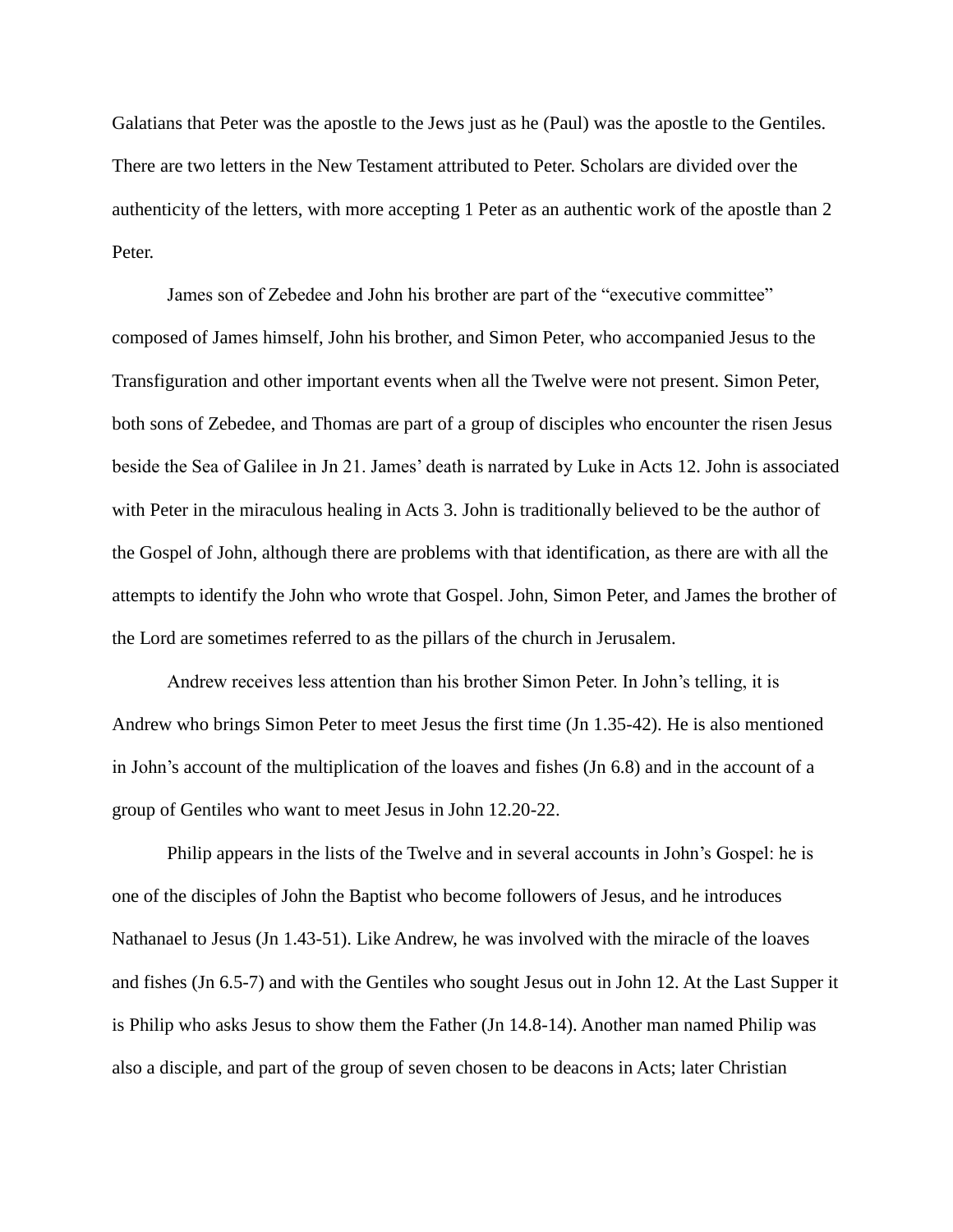Galatians that Peter was the apostle to the Jews just as he (Paul) was the apostle to the Gentiles. There are two letters in the New Testament attributed to Peter. Scholars are divided over the authenticity of the letters, with more accepting 1 Peter as an authentic work of the apostle than 2 Peter.

James son of Zebedee and John his brother are part of the "executive committee" composed of James himself, John his brother, and Simon Peter, who accompanied Jesus to the Transfiguration and other important events when all the Twelve were not present. Simon Peter, both sons of Zebedee, and Thomas are part of a group of disciples who encounter the risen Jesus beside the Sea of Galilee in Jn 21. James' death is narrated by Luke in Acts 12. John is associated with Peter in the miraculous healing in Acts 3. John is traditionally believed to be the author of the Gospel of John, although there are problems with that identification, as there are with all the attempts to identify the John who wrote that Gospel. John, Simon Peter, and James the brother of the Lord are sometimes referred to as the pillars of the church in Jerusalem.

Andrew receives less attention than his brother Simon Peter. In John's telling, it is Andrew who brings Simon Peter to meet Jesus the first time (Jn 1.35-42). He is also mentioned in John's account of the multiplication of the loaves and fishes (Jn 6.8) and in the account of a group of Gentiles who want to meet Jesus in John 12.20-22.

Philip appears in the lists of the Twelve and in several accounts in John's Gospel: he is one of the disciples of John the Baptist who become followers of Jesus, and he introduces Nathanael to Jesus (Jn 1.43-51). Like Andrew, he was involved with the miracle of the loaves and fishes (Jn 6.5-7) and with the Gentiles who sought Jesus out in John 12. At the Last Supper it is Philip who asks Jesus to show them the Father (Jn 14.8-14). Another man named Philip was also a disciple, and part of the group of seven chosen to be deacons in Acts; later Christian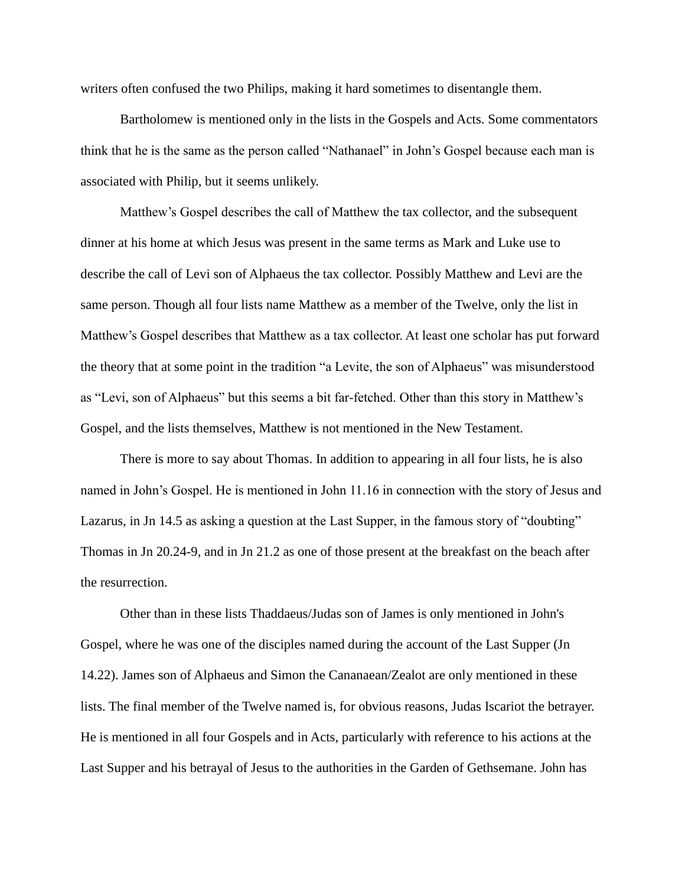writers often confused the two Philips, making it hard sometimes to disentangle them.

Bartholomew is mentioned only in the lists in the Gospels and Acts. Some commentators think that he is the same as the person called "Nathanael" in John's Gospel because each man is associated with Philip, but it seems unlikely.

Matthew's Gospel describes the call of Matthew the tax collector, and the subsequent dinner at his home at which Jesus was present in the same terms as Mark and Luke use to describe the call of Levi son of Alphaeus the tax collector. Possibly Matthew and Levi are the same person. Though all four lists name Matthew as a member of the Twelve, only the list in Matthew's Gospel describes that Matthew as a tax collector. At least one scholar has put forward the theory that at some point in the tradition "a Levite, the son of Alphaeus" was misunderstood as "Levi, son of Alphaeus" but this seems a bit far-fetched. Other than this story in Matthew's Gospel, and the lists themselves, Matthew is not mentioned in the New Testament.

There is more to say about Thomas. In addition to appearing in all four lists, he is also named in John's Gospel. He is mentioned in John 11.16 in connection with the story of Jesus and Lazarus, in Jn 14.5 as asking a question at the Last Supper, in the famous story of "doubting" Thomas in Jn 20.24-9, and in Jn 21.2 as one of those present at the breakfast on the beach after the resurrection.

Other than in these lists Thaddaeus/Judas son of James is only mentioned in John's Gospel, where he was one of the disciples named during the account of the Last Supper (Jn 14.22). James son of Alphaeus and Simon the Cananaean/Zealot are only mentioned in these lists. The final member of the Twelve named is, for obvious reasons, Judas Iscariot the betrayer. He is mentioned in all four Gospels and in Acts, particularly with reference to his actions at the Last Supper and his betrayal of Jesus to the authorities in the Garden of Gethsemane. John has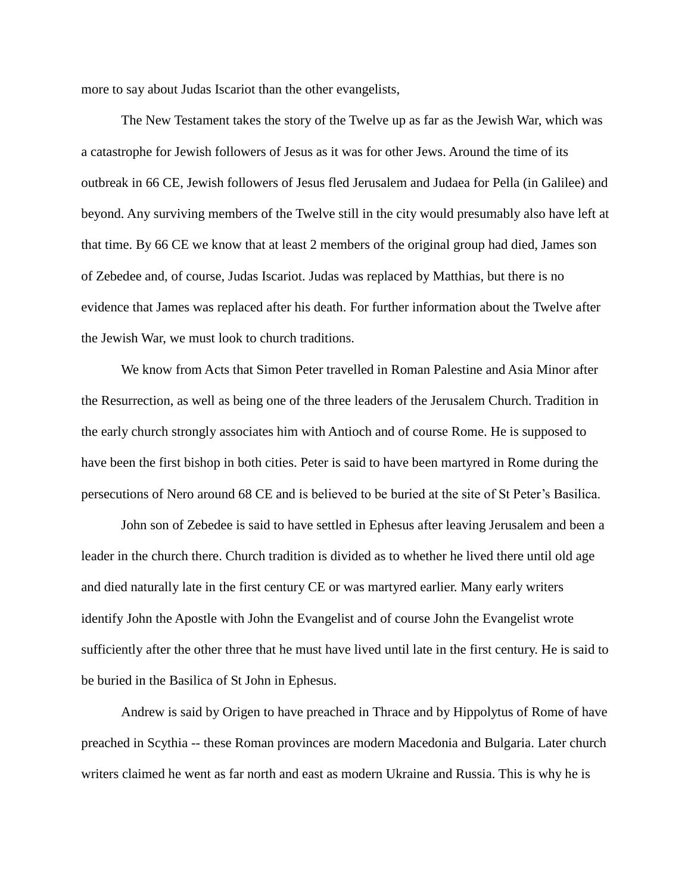more to say about Judas Iscariot than the other evangelists,

The New Testament takes the story of the Twelve up as far as the Jewish War, which was a catastrophe for Jewish followers of Jesus as it was for other Jews. Around the time of its outbreak in 66 CE, Jewish followers of Jesus fled Jerusalem and Judaea for Pella (in Galilee) and beyond. Any surviving members of the Twelve still in the city would presumably also have left at that time. By 66 CE we know that at least 2 members of the original group had died, James son of Zebedee and, of course, Judas Iscariot. Judas was replaced by Matthias, but there is no evidence that James was replaced after his death. For further information about the Twelve after the Jewish War, we must look to church traditions.

We know from Acts that Simon Peter travelled in Roman Palestine and Asia Minor after the Resurrection, as well as being one of the three leaders of the Jerusalem Church. Tradition in the early church strongly associates him with Antioch and of course Rome. He is supposed to have been the first bishop in both cities. Peter is said to have been martyred in Rome during the persecutions of Nero around 68 CE and is believed to be buried at the site of St Peter's Basilica.

John son of Zebedee is said to have settled in Ephesus after leaving Jerusalem and been a leader in the church there. Church tradition is divided as to whether he lived there until old age and died naturally late in the first century CE or was martyred earlier. Many early writers identify John the Apostle with John the Evangelist and of course John the Evangelist wrote sufficiently after the other three that he must have lived until late in the first century. He is said to be buried in the Basilica of St John in Ephesus.

Andrew is said by Origen to have preached in Thrace and by Hippolytus of Rome of have preached in Scythia -- these Roman provinces are modern Macedonia and Bulgaria. Later church writers claimed he went as far north and east as modern Ukraine and Russia. This is why he is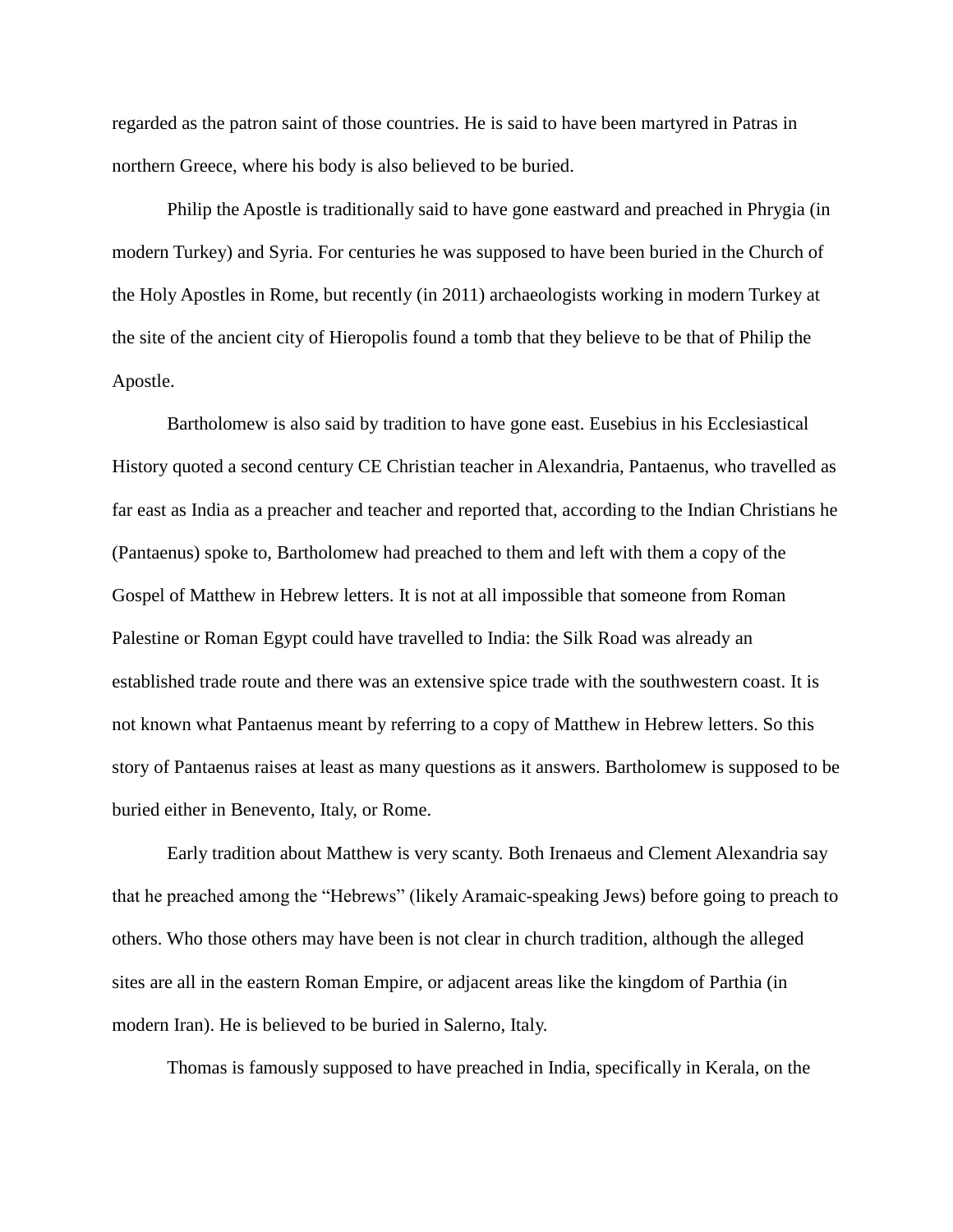regarded as the patron saint of those countries. He is said to have been martyred in Patras in northern Greece, where his body is also believed to be buried.

Philip the Apostle is traditionally said to have gone eastward and preached in Phrygia (in modern Turkey) and Syria. For centuries he was supposed to have been buried in the Church of the Holy Apostles in Rome, but recently (in 2011) archaeologists working in modern Turkey at the site of the ancient city of Hieropolis found a tomb that they believe to be that of Philip the Apostle.

Bartholomew is also said by tradition to have gone east. Eusebius in his Ecclesiastical History quoted a second century CE Christian teacher in Alexandria, Pantaenus, who travelled as far east as India as a preacher and teacher and reported that, according to the Indian Christians he (Pantaenus) spoke to, Bartholomew had preached to them and left with them a copy of the Gospel of Matthew in Hebrew letters. It is not at all impossible that someone from Roman Palestine or Roman Egypt could have travelled to India: the Silk Road was already an established trade route and there was an extensive spice trade with the southwestern coast. It is not known what Pantaenus meant by referring to a copy of Matthew in Hebrew letters. So this story of Pantaenus raises at least as many questions as it answers. Bartholomew is supposed to be buried either in Benevento, Italy, or Rome.

Early tradition about Matthew is very scanty. Both Irenaeus and Clement Alexandria say that he preached among the "Hebrews" (likely Aramaic-speaking Jews) before going to preach to others. Who those others may have been is not clear in church tradition, although the alleged sites are all in the eastern Roman Empire, or adjacent areas like the kingdom of Parthia (in modern Iran). He is believed to be buried in Salerno, Italy.

Thomas is famously supposed to have preached in India, specifically in Kerala, on the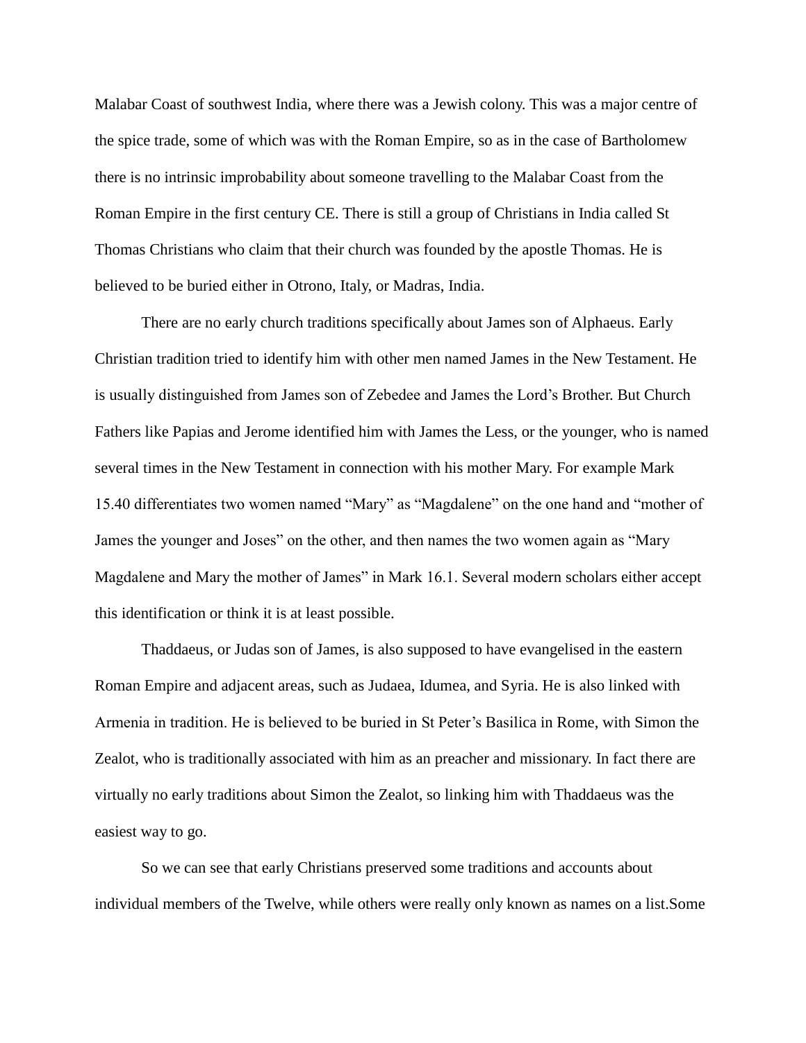Malabar Coast of southwest India, where there was a Jewish colony. This was a major centre of the spice trade, some of which was with the Roman Empire, so as in the case of Bartholomew there is no intrinsic improbability about someone travelling to the Malabar Coast from the Roman Empire in the first century CE. There is still a group of Christians in India called St Thomas Christians who claim that their church was founded by the apostle Thomas. He is believed to be buried either in Otrono, Italy, or Madras, India.

There are no early church traditions specifically about James son of Alphaeus. Early Christian tradition tried to identify him with other men named James in the New Testament. He is usually distinguished from James son of Zebedee and James the Lord's Brother. But Church Fathers like Papias and Jerome identified him with James the Less, or the younger, who is named several times in the New Testament in connection with his mother Mary. For example Mark 15.40 differentiates two women named "Mary" as "Magdalene" on the one hand and "mother of James the younger and Joses" on the other, and then names the two women again as "Mary Magdalene and Mary the mother of James" in Mark 16.1. Several modern scholars either accept this identification or think it is at least possible.

Thaddaeus, or Judas son of James, is also supposed to have evangelised in the eastern Roman Empire and adjacent areas, such as Judaea, Idumea, and Syria. He is also linked with Armenia in tradition. He is believed to be buried in St Peter's Basilica in Rome, with Simon the Zealot, who is traditionally associated with him as an preacher and missionary. In fact there are virtually no early traditions about Simon the Zealot, so linking him with Thaddaeus was the easiest way to go.

So we can see that early Christians preserved some traditions and accounts about individual members of the Twelve, while others were really only known as names on a list.Some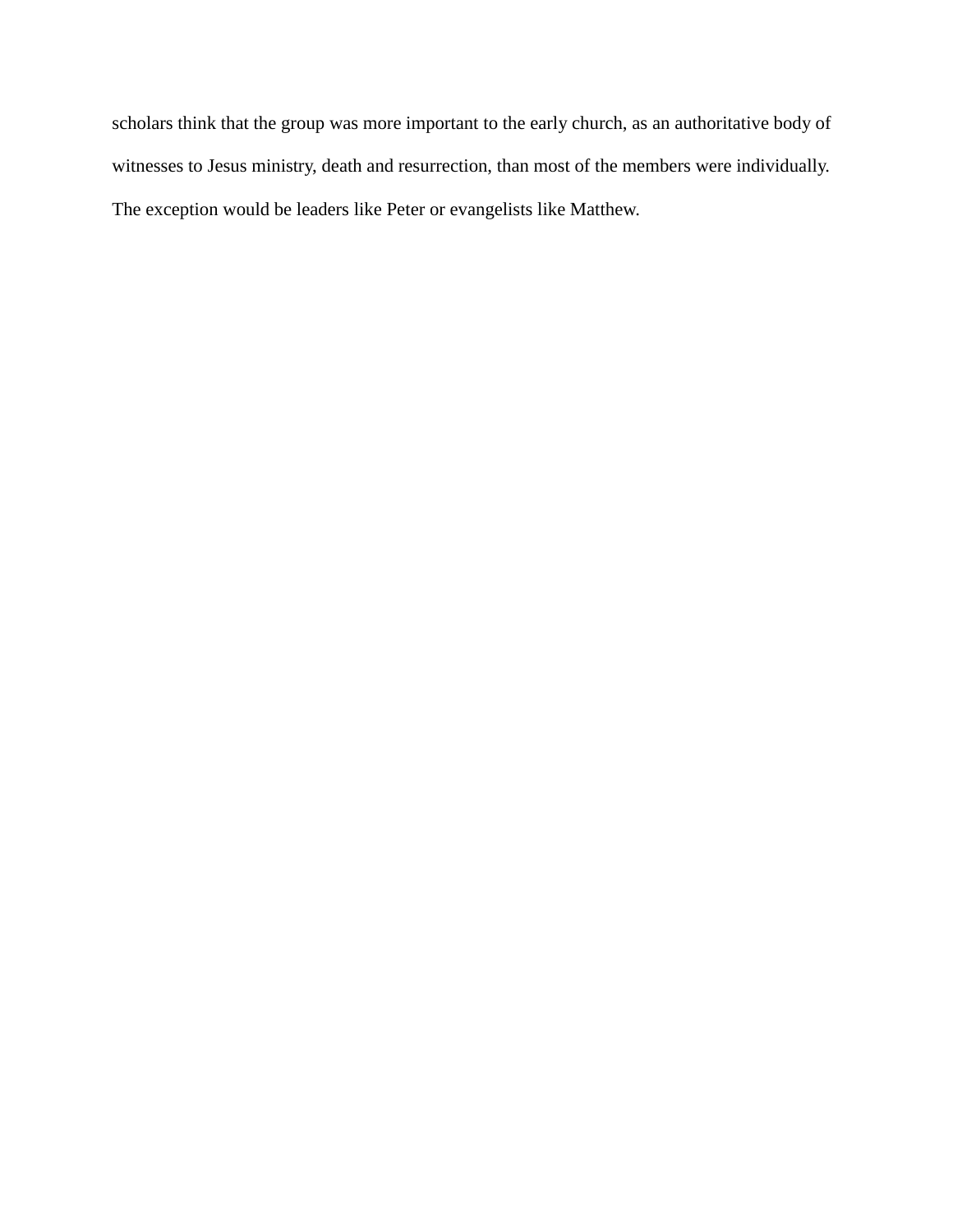scholars think that the group was more important to the early church, as an authoritative body of witnesses to Jesus ministry, death and resurrection, than most of the members were individually. The exception would be leaders like Peter or evangelists like Matthew.